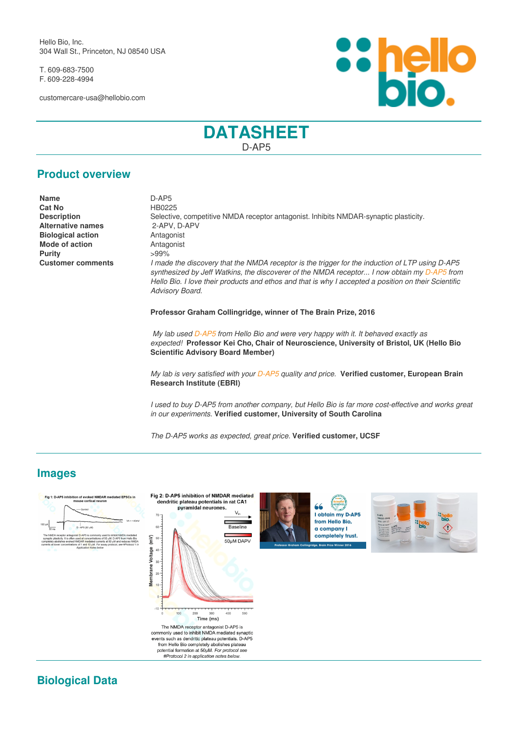Hello Bio, Inc.
304 Wall St., Princeton, NJ 08540 USA

T. 609-683-7500
F. 609-228-4994

customercare-usa@hellobio.com

# DATASHEET

D-AP5

## Product overview

| | |
|---|---|
| **Name** | D-AP5 |
| **Cat No** | HB0225 |
| **Description** | Selective, competitive NMDA receptor antagonist. Inhibits NMDAR-synaptic plasticity. |
| **Alternative names** | 2-APV, D-APV |
| **Biological action** | Antagonist |
| **Mode of action** | Antagonist |
| **Purity** | >99% |
| **Customer comments** | *I made the discovery that the NMDA receptor is the trigger for the induction of LTP using D-AP5 synthesized by Jeff Watkins, the discoverer of the NMDA receptor... I now obtain my D-AP5 from Hello Bio. I love their products and ethos and that is why I accepted a position on their Scientific Advisory Board.* |

**Professor Graham Collingridge, winner of The Brain Prize, 2016**

*My lab used D-AP5 from Hello Bio and were very happy with it. It behaved exactly as expected!* **Professor Kei Cho, Chair of Neuroscience, University of Bristol, UK (Hello Bio Scientific Advisory Board Member)**

*My lab is very satisfied with your D-AP5 quality and price.* **Verified customer, European Brain Research Institute (EBRI)**

*I used to buy D-AP5 from another company, but Hello Bio is far more cost-effective and works great in our experiments.* **Verified customer, University of South Carolina**

*The D-AP5 works as expected, great price.* **Verified customer, UCSF**

## Images

Fig 1: D-AP5 inhibition of evoked NMDAR mediated EPSCs in mouse cortical neuron

The NMDA receptor antagonist D-AP5 is commonly used to inhibit NMDA mediated synaptic plasticity. It is often used at concentrations of 50 μM. D-AP5 from Hello Bio completely abolishes evoked NMDAR mediated currents at 50 μM and reduces NMDA currents at lower concentrations of 1 and 10 μM. *For assay protocol, see #Protocol 1 in Application notes below*

Fig 2: D-AP5 inhibition of NMDAR mediated dendritic plateau potentials in rat CA1 pyramidal neurones.

The NMDA receptor antagonist D-AP5 is commonly used to inhibit NMDA mediated synaptic events such as dendritic plateau potentials. D-AP5 from Hello Bio completely abolishes plateau potential formation at 50μM. *For protocol see #Protocol 2 in application notes below.*

## Biological Data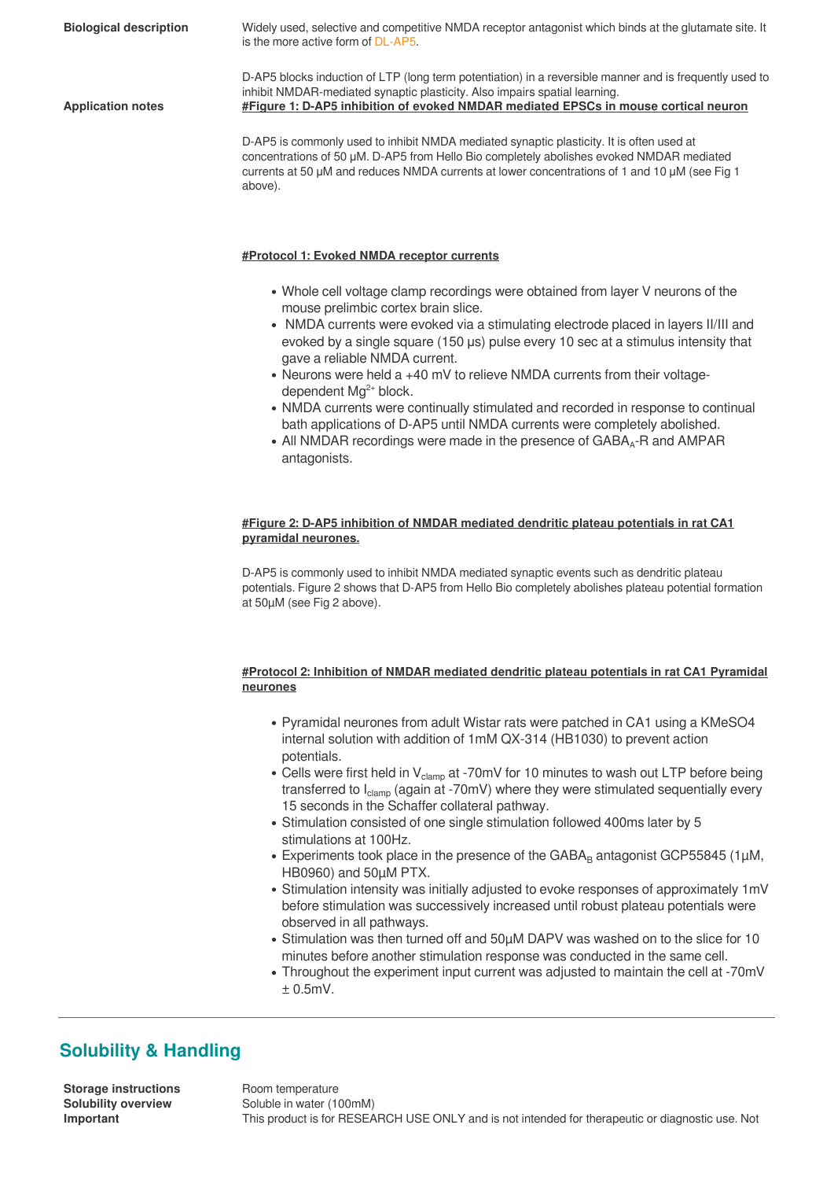**Biological description**

Widely used, selective and competitive NMDA receptor antagonist which binds at the glutamate site. It is the more active form of DL-AP5.

D-AP5 blocks induction of LTP (long term potentiation) in a reversible manner and is frequently used to inhibit NMDAR-mediated synaptic plasticity. Also impairs spatial learning.

**Application notes**

**#Figure 1: D-AP5 inhibition of evoked NMDAR mediated EPSCs in mouse cortical neuron**

D-AP5 is commonly used to inhibit NMDA mediated synaptic plasticity. It is often used at concentrations of 50 µM. D-AP5 from Hello Bio completely abolishes evoked NMDAR mediated currents at 50 µM and reduces NMDA currents at lower concentrations of 1 and 10 µM (see Fig 1 above).

**#Protocol 1: Evoked NMDA receptor currents**

- Whole cell voltage clamp recordings were obtained from layer V neurons of the mouse prelimbic cortex brain slice.
- NMDA currents were evoked via a stimulating electrode placed in layers II/III and evoked by a single square (150 µs) pulse every 10 sec at a stimulus intensity that gave a reliable NMDA current.
- Neurons were held a +40 mV to relieve NMDA currents from their voltage-dependent $Mg^{2+}$ block.
- NMDA currents were continually stimulated and recorded in response to continual bath applications of D-AP5 until NMDA currents were completely abolished.
- All NMDAR recordings were made in the presence of $GABA_A$-R and AMPAR antagonists.

**#Figure 2: D-AP5 inhibition of NMDAR mediated dendritic plateau potentials in rat CA1 pyramidal neurones.**

D-AP5 is commonly used to inhibit NMDA mediated synaptic events such as dendritic plateau potentials. Figure 2 shows that D-AP5 from Hello Bio completely abolishes plateau potential formation at 50µM (see Fig 2 above).

**#Protocol 2: Inhibition of NMDAR mediated dendritic plateau potentials in rat CA1 Pyramidal neurones**

- Pyramidal neurones from adult Wistar rats were patched in CA1 using a KMeSO4 internal solution with addition of 1mM QX-314 (HB1030) to prevent action potentials.
- Cells were first held in $V_{clamp}$ at -70mV for 10 minutes to wash out LTP before being transferred to $I_{clamp}$ (again at -70mV) where they were stimulated sequentially every 15 seconds in the Schaffer collateral pathway.
- Stimulation consisted of one single stimulation followed 400ms later by 5 stimulations at 100Hz.
- Experiments took place in the presence of the $GABA_B$ antagonist GCP55845 (1µM, HB0960) and 50µM PTX.
- Stimulation intensity was initially adjusted to evoke responses of approximately 1mV before stimulation was successively increased until robust plateau potentials were observed in all pathways.
- Stimulation was then turned off and 50µM DAPV was washed on to the slice for 10 minutes before another stimulation response was conducted in the same cell.
- Throughout the experiment input current was adjusted to maintain the cell at -70mV ± 0.5mV.

## Solubility & Handling

| | |
|---|---|
| **Storage instructions** | Room temperature |
| **Solubility overview** | Soluble in water (100mM) |
| **Important** | This product is for RESEARCH USE ONLY and is not intended for therapeutic or diagnostic use. Not |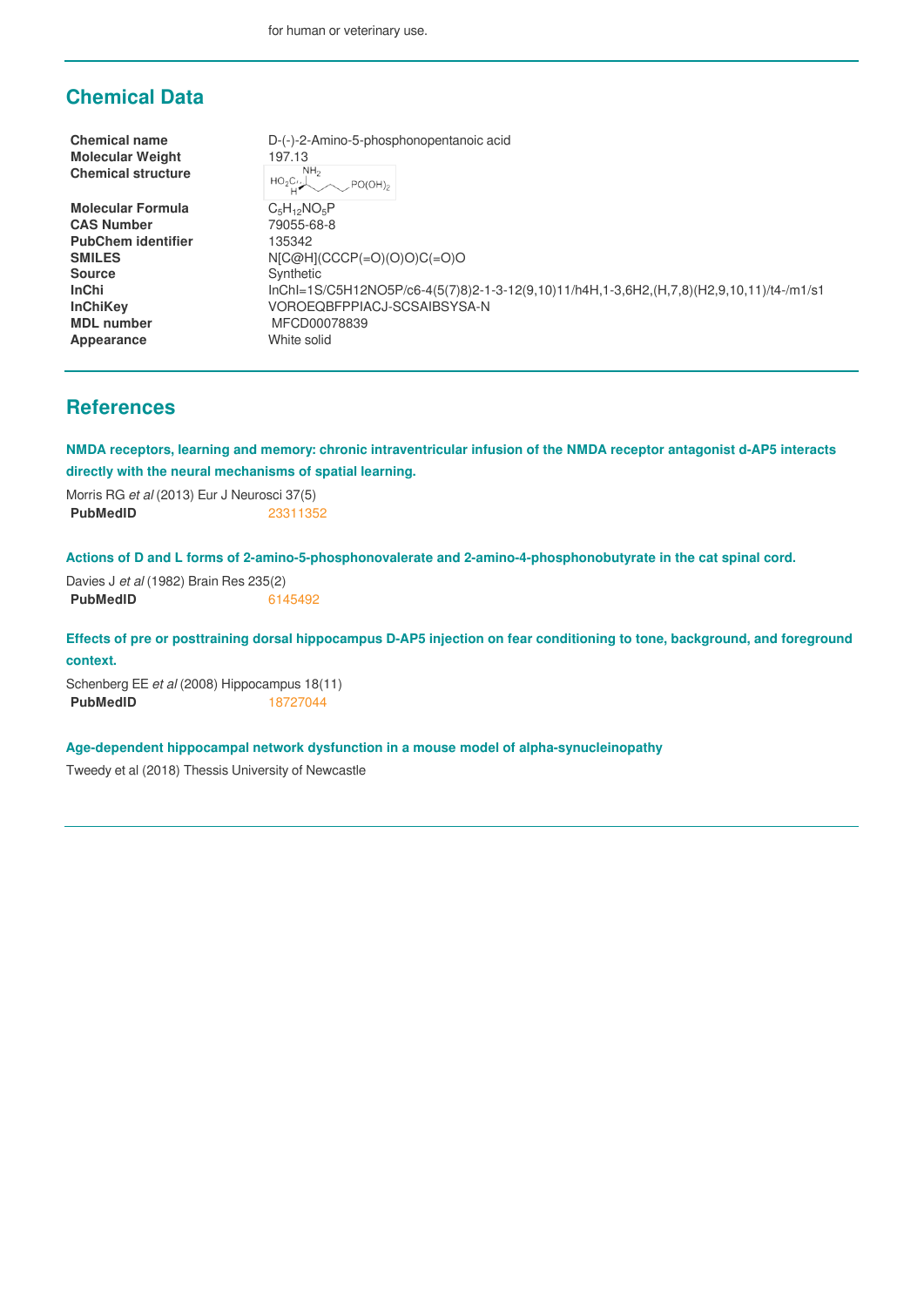for human or veterinary use.

## Chemical Data

| | |
|---|---|
| **Chemical name** | D-(-)-2-Amino-5-phosphonopentanoic acid |
| **Molecular Weight** | 197.13 |
| **Chemical structure** | |
| **Molecular Formula** | $C_5H_{12}NO_5P$ |
| **CAS Number** | 79055-68-8 |
| **PubChem identifier** | 135342 |
| **SMILES** | N[C@H](CCCP(=O)(O)O)C(=O)O |
| **Source** | Synthetic |
| **InChi** | InChI=1S/C5H12NO5P/c6-4(5(7)8)2-1-3-12(9,10)11/h4H,1-3,6H2,(H,7,8)(H2,9,10,11)/t4-/m1/s1 |
| **InChiKey** | VOROEQBFPPIACJ-SCSAIBSYSA-N |
| **MDL number** | MFCD00078839 |
| **Appearance** | White solid |

## References

**NMDA receptors, learning and memory: chronic intraventricular infusion of the NMDA receptor antagonist d-AP5 interacts directly with the neural mechanisms of spatial learning.**

Morris RG *et al* (2013) Eur J Neurosci 37(5)
**PubMedID** 23311352

**Actions of D and L forms of 2-amino-5-phosphonovalerate and 2-amino-4-phosphonobutyrate in the cat spinal cord.**

Davies J *et al* (1982) Brain Res 235(2)
**PubMedID** 6145492

**Effects of pre or posttraining dorsal hippocampus D-AP5 injection on fear conditioning to tone, background, and foreground context.**

Schenberg EE *et al* (2008) Hippocampus 18(11)
**PubMedID** 18727044

**Age-dependent hippocampal network dysfunction in a mouse model of alpha-synucleinopathy**

Tweedy et al (2018) Thessis University of Newcastle